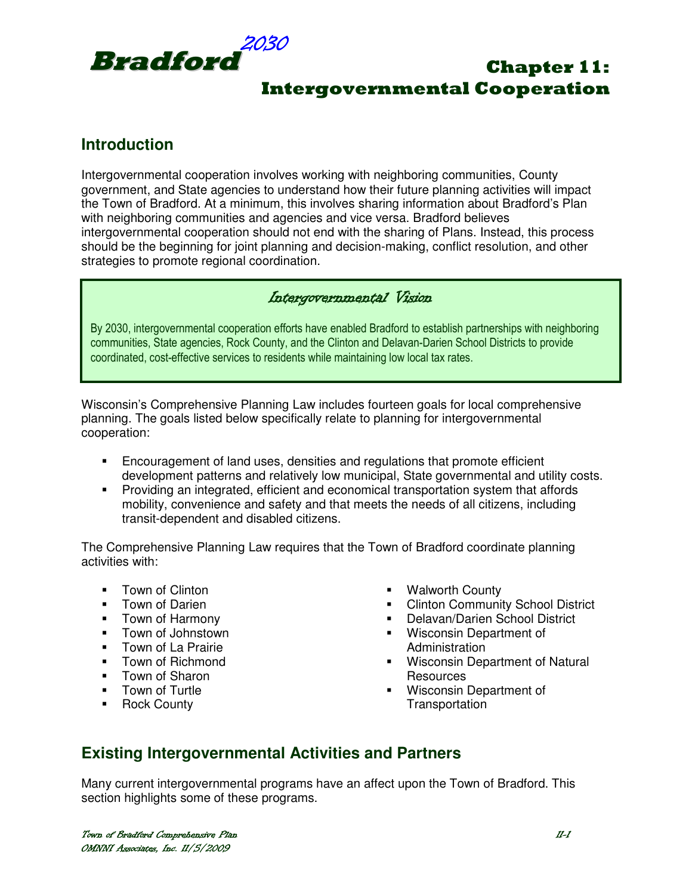# Bradford 2030

# Chapter 11: Intergovernmental Cooperation

## Introduction

Intergovernmental cooperation involves working with neighboring communities, County government, and State agencies to understand how their future planning activities will impact the Town of Bradford. At a minimum, this involves sharing information about Bradford's Plan with neighboring communities and agencies and vice versa. Bradford believes intergovernmental cooperation should not end with the sharing of Plans. Instead, this process should be the beginning for joint planning and decision-making, conflict resolution, and other strategies to promote regional coordination.

> ***Intergovernmental Vision***
>
> By 2030, intergovernmental cooperation efforts have enabled Bradford to establish partnerships with neighboring communities, State agencies, Rock County, and the Clinton and Delavan-Darien School Districts to provide coordinated, cost-effective services to residents while maintaining low local tax rates.

Wisconsin's Comprehensive Planning Law includes fourteen goals for local comprehensive planning. The goals listed below specifically relate to planning for intergovernmental cooperation:

- Encouragement of land uses, densities and regulations that promote efficient development patterns and relatively low municipal, State governmental and utility costs.
- Providing an integrated, efficient and economical transportation system that affords mobility, convenience and safety and that meets the needs of all citizens, including transit-dependent and disabled citizens.

The Comprehensive Planning Law requires that the Town of Bradford coordinate planning activities with:

- Town of Clinton
- Town of Darien
- Town of Harmony
- Town of Johnstown
- Town of La Prairie
- Town of Richmond
- Town of Sharon
- Town of Turtle
- Rock County
- Walworth County
- Clinton Community School District
- Delavan/Darien School District
- Wisconsin Department of Administration
- Wisconsin Department of Natural Resources
- Wisconsin Department of Transportation

## Existing Intergovernmental Activities and Partners

Many current intergovernmental programs have an affect upon the Town of Bradford. This section highlights some of these programs.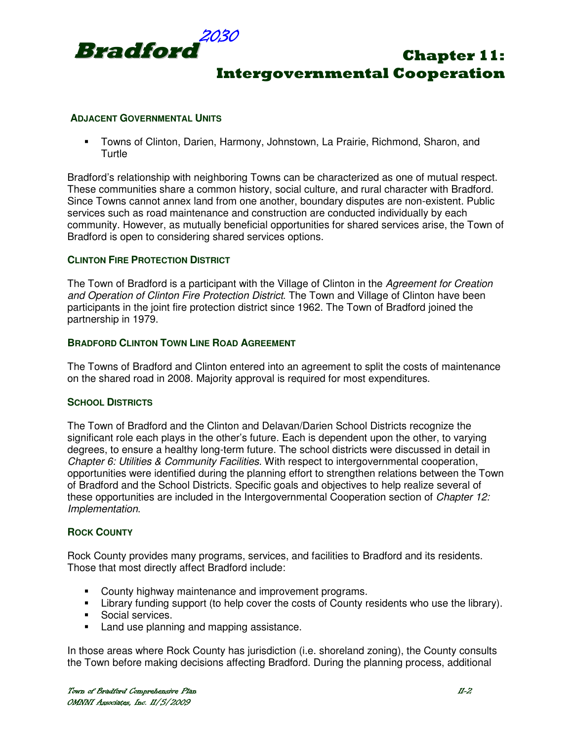### ADJACENT GOVERNMENTAL UNITS

- Towns of Clinton, Darien, Harmony, Johnstown, La Prairie, Richmond, Sharon, and Turtle

Bradford's relationship with neighboring Towns can be characterized as one of mutual respect. These communities share a common history, social culture, and rural character with Bradford. Since Towns cannot annex land from one another, boundary disputes are non-existent. Public services such as road maintenance and construction are conducted individually by each community. However, as mutually beneficial opportunities for shared services arise, the Town of Bradford is open to considering shared services options.

### CLINTON FIRE PROTECTION DISTRICT

The Town of Bradford is a participant with the Village of Clinton in the *Agreement for Creation and Operation of Clinton Fire Protection District*. The Town and Village of Clinton have been participants in the joint fire protection district since 1962. The Town of Bradford joined the partnership in 1979.

### BRADFORD CLINTON TOWN LINE ROAD AGREEMENT

The Towns of Bradford and Clinton entered into an agreement to split the costs of maintenance on the shared road in 2008. Majority approval is required for most expenditures.

### SCHOOL DISTRICTS

The Town of Bradford and the Clinton and Delavan/Darien School Districts recognize the significant role each plays in the other's future. Each is dependent upon the other, to varying degrees, to ensure a healthy long-term future. The school districts were discussed in detail in *Chapter 6: Utilities & Community Facilities*. With respect to intergovernmental cooperation, opportunities were identified during the planning effort to strengthen relations between the Town of Bradford and the School Districts. Specific goals and objectives to help realize several of these opportunities are included in the Intergovernmental Cooperation section of *Chapter 12: Implementation*.

### ROCK COUNTY

Rock County provides many programs, services, and facilities to Bradford and its residents. Those that most directly affect Bradford include:

- County highway maintenance and improvement programs.
- Library funding support (to help cover the costs of County residents who use the library).
- Social services.
- Land use planning and mapping assistance.

In those areas where Rock County has jurisdiction (i.e. shoreland zoning), the County consults the Town before making decisions affecting Bradford. During the planning process, additional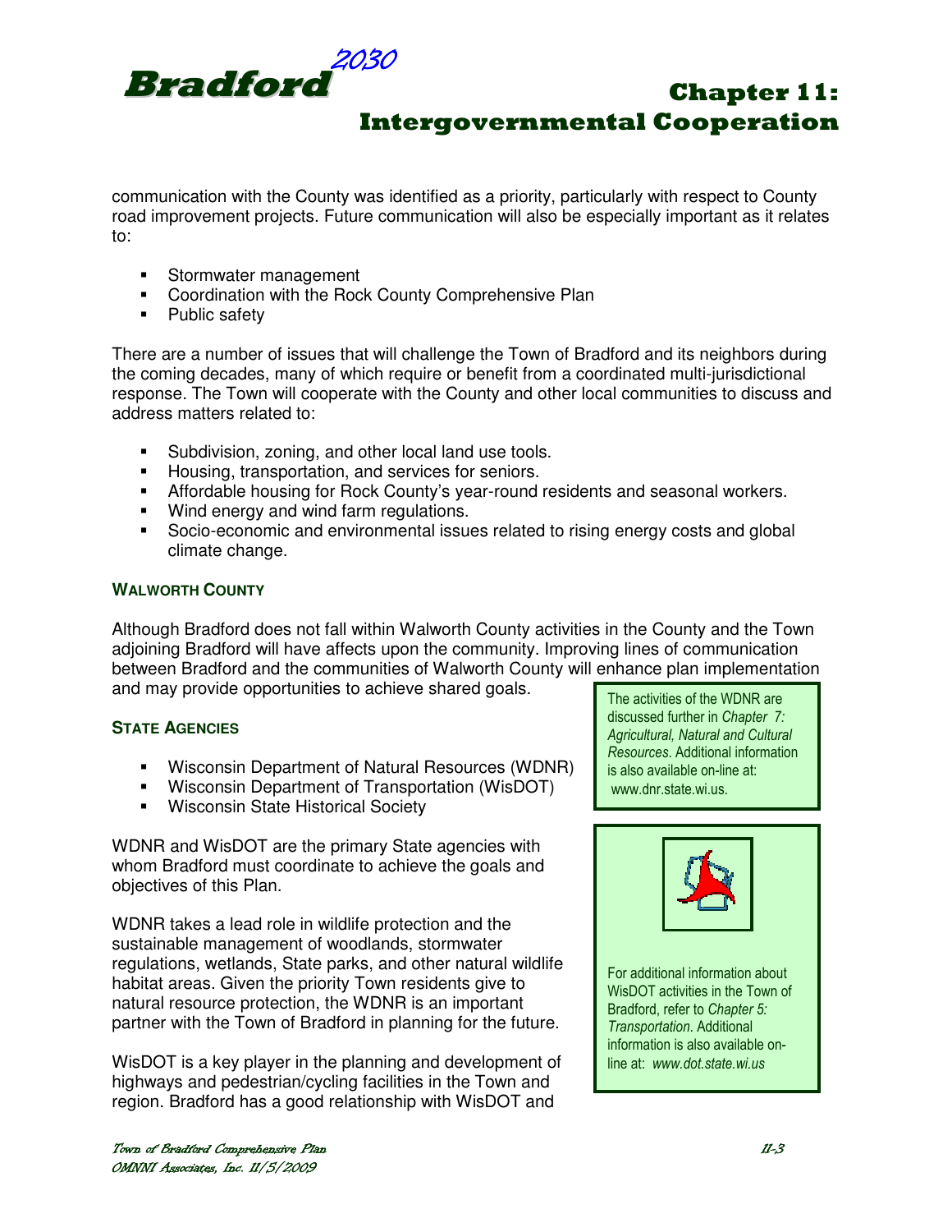communication with the County was identified as a priority, particularly with respect to County road improvement projects. Future communication will also be especially important as it relates to:

- Stormwater management
- Coordination with the Rock County Comprehensive Plan
- Public safety

There are a number of issues that will challenge the Town of Bradford and its neighbors during the coming decades, many of which require or benefit from a coordinated multi-jurisdictional response. The Town will cooperate with the County and other local communities to discuss and address matters related to:

- Subdivision, zoning, and other local land use tools.
- Housing, transportation, and services for seniors.
- Affordable housing for Rock County's year-round residents and seasonal workers.
- Wind energy and wind farm regulations.
- Socio-economic and environmental issues related to rising energy costs and global climate change.

### Walworth County

Although Bradford does not fall within Walworth County activities in the County and the Town adjoining Bradford will have affects upon the community. Improving lines of communication between Bradford and the communities of Walworth County will enhance plan implementation and may provide opportunities to achieve shared goals.

### State Agencies

- Wisconsin Department of Natural Resources (WDNR)
- Wisconsin Department of Transportation (WisDOT)
- Wisconsin State Historical Society

WDNR and WisDOT are the primary State agencies with whom Bradford must coordinate to achieve the goals and objectives of this Plan.

WDNR takes a lead role in wildlife protection and the sustainable management of woodlands, stormwater regulations, wetlands, State parks, and other natural wildlife habitat areas. Given the priority Town residents give to natural resource protection, the WDNR is an important partner with the Town of Bradford in planning for the future.

WisDOT is a key player in the planning and development of highways and pedestrian/cycling facilities in the Town and region. Bradford has a good relationship with WisDOT and

> The activities of the WDNR are discussed further in *Chapter 7: Agricultural, Natural and Cultural Resources*. Additional information is also available on-line at: www.dnr.state.wi.us.

> For additional information about WisDOT activities in the Town of Bradford, refer to *Chapter 5: Transportation*. Additional information is also available on-line at: *www.dot.state.wi.us*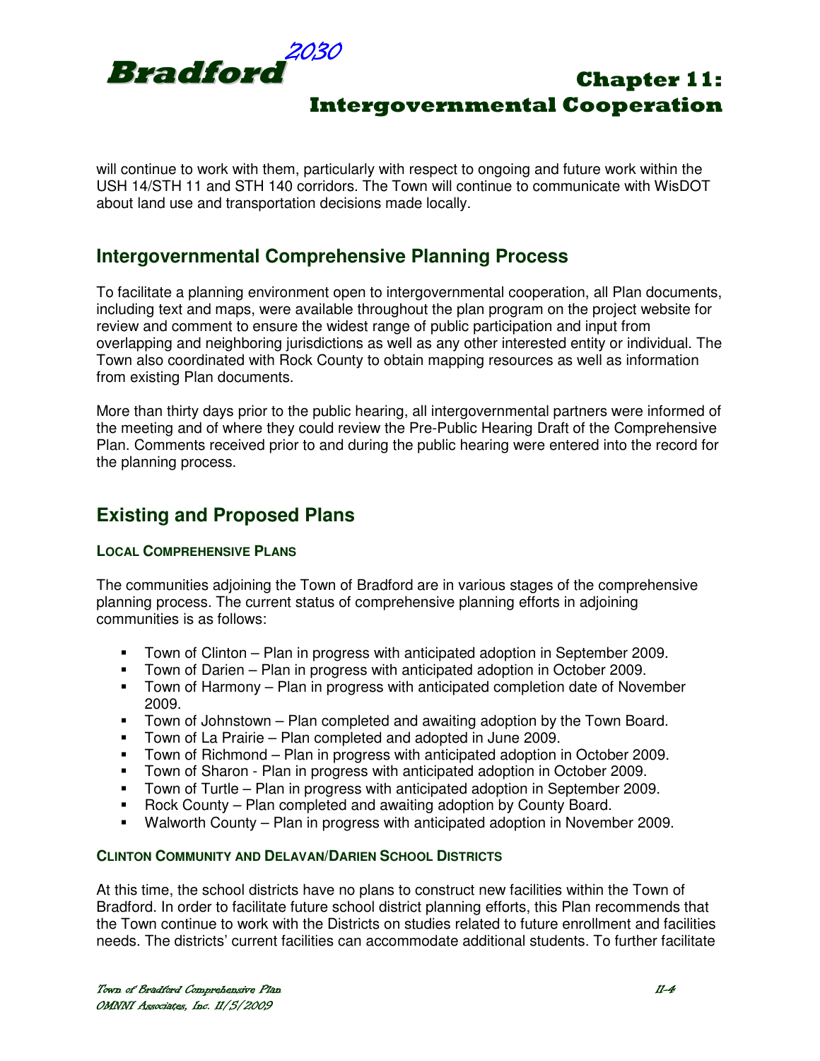will continue to work with them, particularly with respect to ongoing and future work within the USH 14/STH 11 and STH 140 corridors. The Town will continue to communicate with WisDOT about land use and transportation decisions made locally.

## Intergovernmental Comprehensive Planning Process

To facilitate a planning environment open to intergovernmental cooperation, all Plan documents, including text and maps, were available throughout the plan program on the project website for review and comment to ensure the widest range of public participation and input from overlapping and neighboring jurisdictions as well as any other interested entity or individual. The Town also coordinated with Rock County to obtain mapping resources as well as information from existing Plan documents.

More than thirty days prior to the public hearing, all intergovernmental partners were informed of the meeting and of where they could review the Pre-Public Hearing Draft of the Comprehensive Plan. Comments received prior to and during the public hearing were entered into the record for the planning process.

## Existing and Proposed Plans

### Local Comprehensive Plans

The communities adjoining the Town of Bradford are in various stages of the comprehensive planning process. The current status of comprehensive planning efforts in adjoining communities is as follows:

- Town of Clinton – Plan in progress with anticipated adoption in September 2009.
- Town of Darien – Plan in progress with anticipated adoption in October 2009.
- Town of Harmony – Plan in progress with anticipated completion date of November 2009.
- Town of Johnstown – Plan completed and awaiting adoption by the Town Board.
- Town of La Prairie – Plan completed and adopted in June 2009.
- Town of Richmond – Plan in progress with anticipated adoption in October 2009.
- Town of Sharon - Plan in progress with anticipated adoption in October 2009.
- Town of Turtle – Plan in progress with anticipated adoption in September 2009.
- Rock County – Plan completed and awaiting adoption by County Board.
- Walworth County – Plan in progress with anticipated adoption in November 2009.

### Clinton Community and Delavan/Darien School Districts

At this time, the school districts have no plans to construct new facilities within the Town of Bradford. In order to facilitate future school district planning efforts, this Plan recommends that the Town continue to work with the Districts on studies related to future enrollment and facilities needs. The districts' current facilities can accommodate additional students. To further facilitate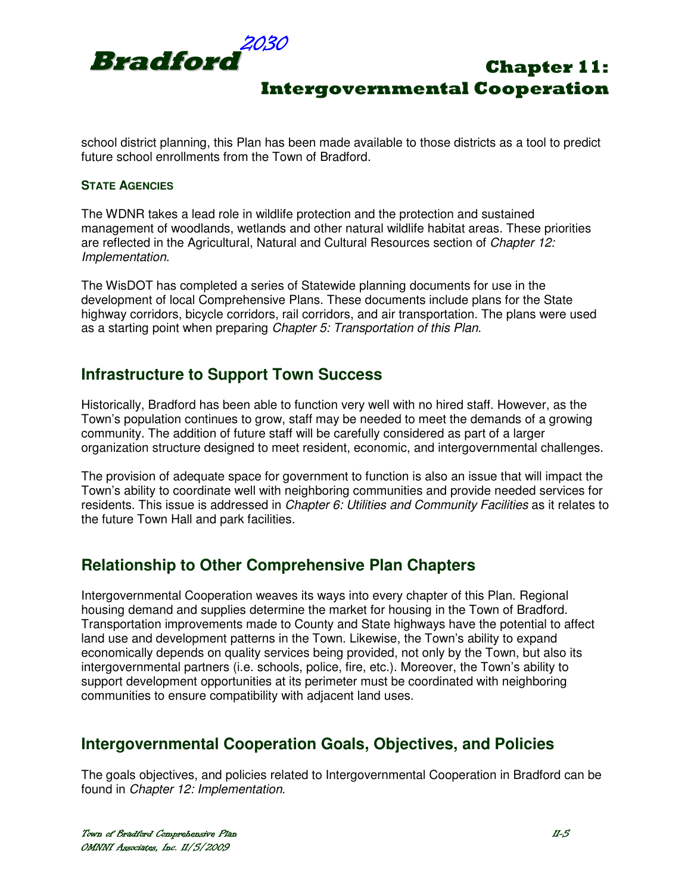school district planning, this Plan has been made available to those districts as a tool to predict future school enrollments from the Town of Bradford.

#### STATE AGENCIES

The WDNR takes a lead role in wildlife protection and the protection and sustained management of woodlands, wetlands and other natural wildlife habitat areas. These priorities are reflected in the Agricultural, Natural and Cultural Resources section of *Chapter 12: Implementation*.

The WisDOT has completed a series of Statewide planning documents for use in the development of local Comprehensive Plans. These documents include plans for the State highway corridors, bicycle corridors, rail corridors, and air transportation. The plans were used as a starting point when preparing *Chapter 5: Transportation of this Plan*.

## Infrastructure to Support Town Success

Historically, Bradford has been able to function very well with no hired staff. However, as the Town's population continues to grow, staff may be needed to meet the demands of a growing community. The addition of future staff will be carefully considered as part of a larger organization structure designed to meet resident, economic, and intergovernmental challenges.

The provision of adequate space for government to function is also an issue that will impact the Town's ability to coordinate well with neighboring communities and provide needed services for residents. This issue is addressed in *Chapter 6: Utilities and Community Facilities* as it relates to the future Town Hall and park facilities.

## Relationship to Other Comprehensive Plan Chapters

Intergovernmental Cooperation weaves its ways into every chapter of this Plan. Regional housing demand and supplies determine the market for housing in the Town of Bradford. Transportation improvements made to County and State highways have the potential to affect land use and development patterns in the Town. Likewise, the Town's ability to expand economically depends on quality services being provided, not only by the Town, but also its intergovernmental partners (i.e. schools, police, fire, etc.). Moreover, the Town's ability to support development opportunities at its perimeter must be coordinated with neighboring communities to ensure compatibility with adjacent land uses.

## Intergovernmental Cooperation Goals, Objectives, and Policies

The goals objectives, and policies related to Intergovernmental Cooperation in Bradford can be found in *Chapter 12: Implementation*.